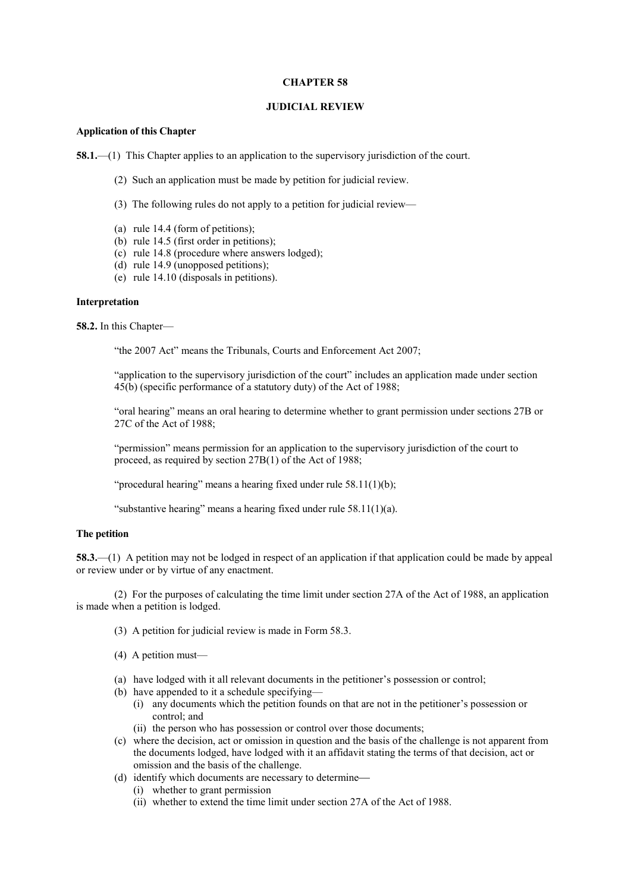# CHAPTER 58

## JUDICIAL REVIEW

**Application of this Chapter**

**58.1.**—(1) This Chapter applies to an application to the supervisory jurisdiction of the court.

(2) Such an application must be made by petition for judicial review.

(3) The following rules do not apply to a petition for judicial review—

(a) rule 14.4 (form of petitions);
(b) rule 14.5 (first order in petitions);
(c) rule 14.8 (procedure where answers lodged);
(d) rule 14.9 (unopposed petitions);
(e) rule 14.10 (disposals in petitions).

**Interpretation**

**58.2.** In this Chapter—

"the 2007 Act" means the Tribunals, Courts and Enforcement Act 2007;

"application to the supervisory jurisdiction of the court" includes an application made under section 45(b) (specific performance of a statutory duty) of the Act of 1988;

"oral hearing" means an oral hearing to determine whether to grant permission under sections 27B or 27C of the Act of 1988;

"permission" means permission for an application to the supervisory jurisdiction of the court to proceed, as required by section 27B(1) of the Act of 1988;

"procedural hearing" means a hearing fixed under rule 58.11(1)(b);

"substantive hearing" means a hearing fixed under rule 58.11(1)(a).

**The petition**

**58.3.**—(1) A petition may not be lodged in respect of an application if that application could be made by appeal or review under or by virtue of any enactment.

(2) For the purposes of calculating the time limit under section 27A of the Act of 1988, an application is made when a petition is lodged.

(3) A petition for judicial review is made in Form 58.3.

(4) A petition must—

(a) have lodged with it all relevant documents in the petitioner's possession or control;
(b) have appended to it a schedule specifying—
   (i) any documents which the petition founds on that are not in the petitioner's possession or control; and
   (ii) the person who has possession or control over those documents;
(c) where the decision, act or omission in question and the basis of the challenge is not apparent from the documents lodged, have lodged with it an affidavit stating the terms of that decision, act or omission and the basis of the challenge.
(d) identify which documents are necessary to determine—
   (i) whether to grant permission
   (ii) whether to extend the time limit under section 27A of the Act of 1988.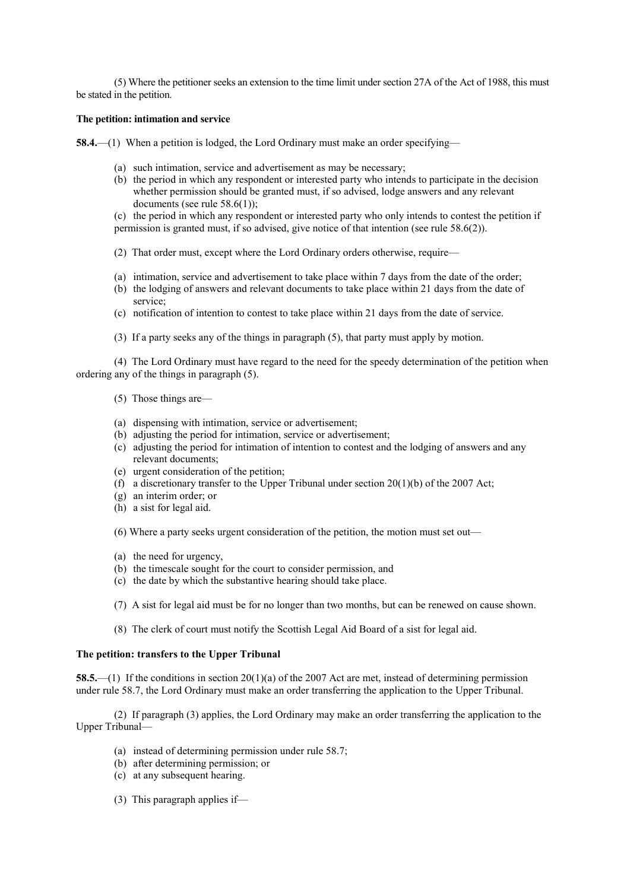(5) Where the petitioner seeks an extension to the time limit under section 27A of the Act of 1988, this must be stated in the petition.

**The petition: intimation and service**

**58.4.**—(1) When a petition is lodged, the Lord Ordinary must make an order specifying—

(a) such intimation, service and advertisement as may be necessary;
(b) the period in which any respondent or interested party who intends to participate in the decision whether permission should be granted must, if so advised, lodge answers and any relevant documents (see rule 58.6(1));
(c) the period in which any respondent or interested party who only intends to contest the petition if permission is granted must, if so advised, give notice of that intention (see rule 58.6(2)).

(2) That order must, except where the Lord Ordinary orders otherwise, require—

(a) intimation, service and advertisement to take place within 7 days from the date of the order;
(b) the lodging of answers and relevant documents to take place within 21 days from the date of service;
(c) notification of intention to contest to take place within 21 days from the date of service.

(3) If a party seeks any of the things in paragraph (5), that party must apply by motion.

(4) The Lord Ordinary must have regard to the need for the speedy determination of the petition when ordering any of the things in paragraph (5).

(5) Those things are—

(a) dispensing with intimation, service or advertisement;
(b) adjusting the period for intimation, service or advertisement;
(c) adjusting the period for intimation of intention to contest and the lodging of answers and any relevant documents;
(e) urgent consideration of the petition;
(f) a discretionary transfer to the Upper Tribunal under section 20(1)(b) of the 2007 Act;
(g) an interim order; or
(h) a sist for legal aid.

(6) Where a party seeks urgent consideration of the petition, the motion must set out—

(a) the need for urgency,
(b) the timescale sought for the court to consider permission, and
(c) the date by which the substantive hearing should take place.

(7) A sist for legal aid must be for no longer than two months, but can be renewed on cause shown.

(8) The clerk of court must notify the Scottish Legal Aid Board of a sist for legal aid.

**The petition: transfers to the Upper Tribunal**

**58.5.**—(1) If the conditions in section 20(1)(a) of the 2007 Act are met, instead of determining permission under rule 58.7, the Lord Ordinary must make an order transferring the application to the Upper Tribunal.

(2) If paragraph (3) applies, the Lord Ordinary may make an order transferring the application to the Upper Tribunal—

(a) instead of determining permission under rule 58.7;
(b) after determining permission; or
(c) at any subsequent hearing.

(3) This paragraph applies if—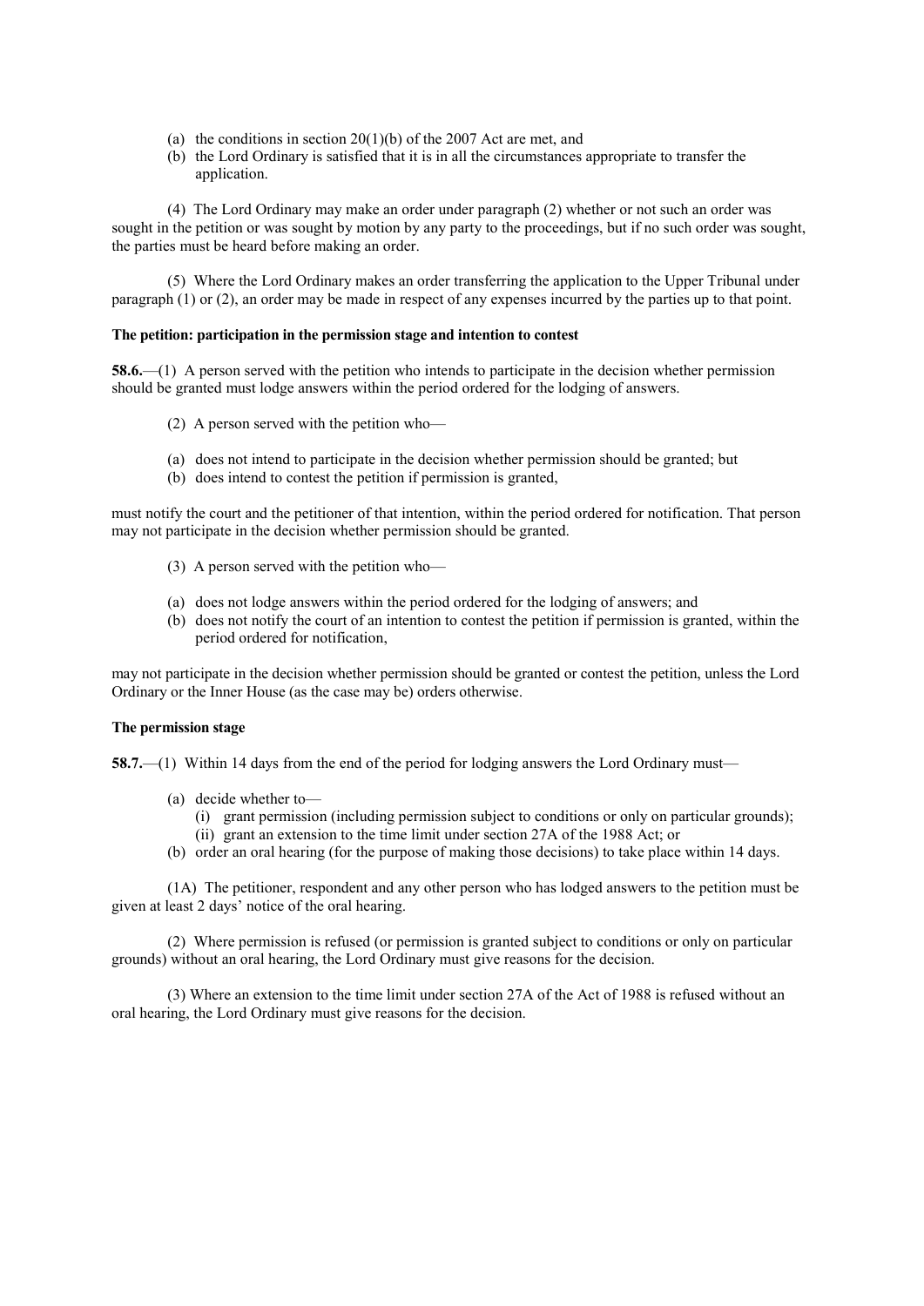(a) the conditions in section 20(1)(b) of the 2007 Act are met, and
(b) the Lord Ordinary is satisfied that it is in all the circumstances appropriate to transfer the application.

(4) The Lord Ordinary may make an order under paragraph (2) whether or not such an order was sought in the petition or was sought by motion by any party to the proceedings, but if no such order was sought, the parties must be heard before making an order.

(5) Where the Lord Ordinary makes an order transferring the application to the Upper Tribunal under paragraph (1) or (2), an order may be made in respect of any expenses incurred by the parties up to that point.

**The petition: participation in the permission stage and intention to contest**

**58.6.**—(1) A person served with the petition who intends to participate in the decision whether permission should be granted must lodge answers within the period ordered for the lodging of answers.

(2) A person served with the petition who—

(a) does not intend to participate in the decision whether permission should be granted; but
(b) does intend to contest the petition if permission is granted,

must notify the court and the petitioner of that intention, within the period ordered for notification. That person may not participate in the decision whether permission should be granted.

(3) A person served with the petition who—

(a) does not lodge answers within the period ordered for the lodging of answers; and
(b) does not notify the court of an intention to contest the petition if permission is granted, within the period ordered for notification,

may not participate in the decision whether permission should be granted or contest the petition, unless the Lord Ordinary or the Inner House (as the case may be) orders otherwise.

**The permission stage**

**58.7.**—(1) Within 14 days from the end of the period for lodging answers the Lord Ordinary must—

(a) decide whether to—
  (i) grant permission (including permission subject to conditions or only on particular grounds);
  (ii) grant an extension to the time limit under section 27A of the 1988 Act; or
(b) order an oral hearing (for the purpose of making those decisions) to take place within 14 days.

(1A) The petitioner, respondent and any other person who has lodged answers to the petition must be given at least 2 days' notice of the oral hearing.

(2) Where permission is refused (or permission is granted subject to conditions or only on particular grounds) without an oral hearing, the Lord Ordinary must give reasons for the decision.

(3) Where an extension to the time limit under section 27A of the Act of 1988 is refused without an oral hearing, the Lord Ordinary must give reasons for the decision.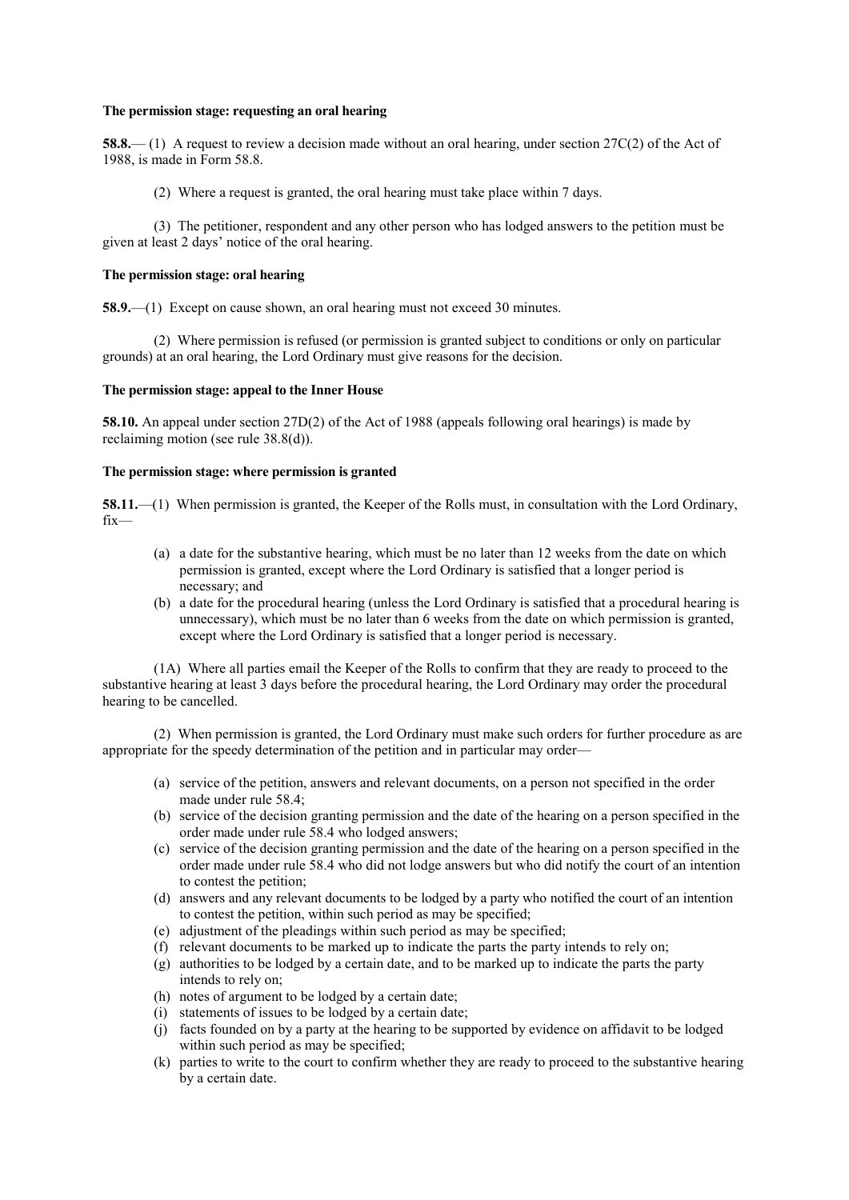**The permission stage: requesting an oral hearing**

**58.8.**— (1) A request to review a decision made without an oral hearing, under section 27C(2) of the Act of 1988, is made in Form 58.8.

(2) Where a request is granted, the oral hearing must take place within 7 days.

(3) The petitioner, respondent and any other person who has lodged answers to the petition must be given at least 2 days' notice of the oral hearing.

**The permission stage: oral hearing**

**58.9.**—(1) Except on cause shown, an oral hearing must not exceed 30 minutes.

(2) Where permission is refused (or permission is granted subject to conditions or only on particular grounds) at an oral hearing, the Lord Ordinary must give reasons for the decision.

**The permission stage: appeal to the Inner House**

**58.10.** An appeal under section 27D(2) of the Act of 1988 (appeals following oral hearings) is made by reclaiming motion (see rule 38.8(d)).

**The permission stage: where permission is granted**

**58.11.**—(1) When permission is granted, the Keeper of the Rolls must, in consultation with the Lord Ordinary, fix—

- (a) a date for the substantive hearing, which must be no later than 12 weeks from the date on which permission is granted, except where the Lord Ordinary is satisfied that a longer period is necessary; and
- (b) a date for the procedural hearing (unless the Lord Ordinary is satisfied that a procedural hearing is unnecessary), which must be no later than 6 weeks from the date on which permission is granted, except where the Lord Ordinary is satisfied that a longer period is necessary.

(1A) Where all parties email the Keeper of the Rolls to confirm that they are ready to proceed to the substantive hearing at least 3 days before the procedural hearing, the Lord Ordinary may order the procedural hearing to be cancelled.

(2) When permission is granted, the Lord Ordinary must make such orders for further procedure as are appropriate for the speedy determination of the petition and in particular may order—

- (a) service of the petition, answers and relevant documents, on a person not specified in the order made under rule 58.4;
- (b) service of the decision granting permission and the date of the hearing on a person specified in the order made under rule 58.4 who lodged answers;
- (c) service of the decision granting permission and the date of the hearing on a person specified in the order made under rule 58.4 who did not lodge answers but who did notify the court of an intention to contest the petition;
- (d) answers and any relevant documents to be lodged by a party who notified the court of an intention to contest the petition, within such period as may be specified;
- (e) adjustment of the pleadings within such period as may be specified;
- (f) relevant documents to be marked up to indicate the parts the party intends to rely on;
- (g) authorities to be lodged by a certain date, and to be marked up to indicate the parts the party intends to rely on;
- (h) notes of argument to be lodged by a certain date;
- (i) statements of issues to be lodged by a certain date;
- (j) facts founded on by a party at the hearing to be supported by evidence on affidavit to be lodged within such period as may be specified;
- (k) parties to write to the court to confirm whether they are ready to proceed to the substantive hearing by a certain date.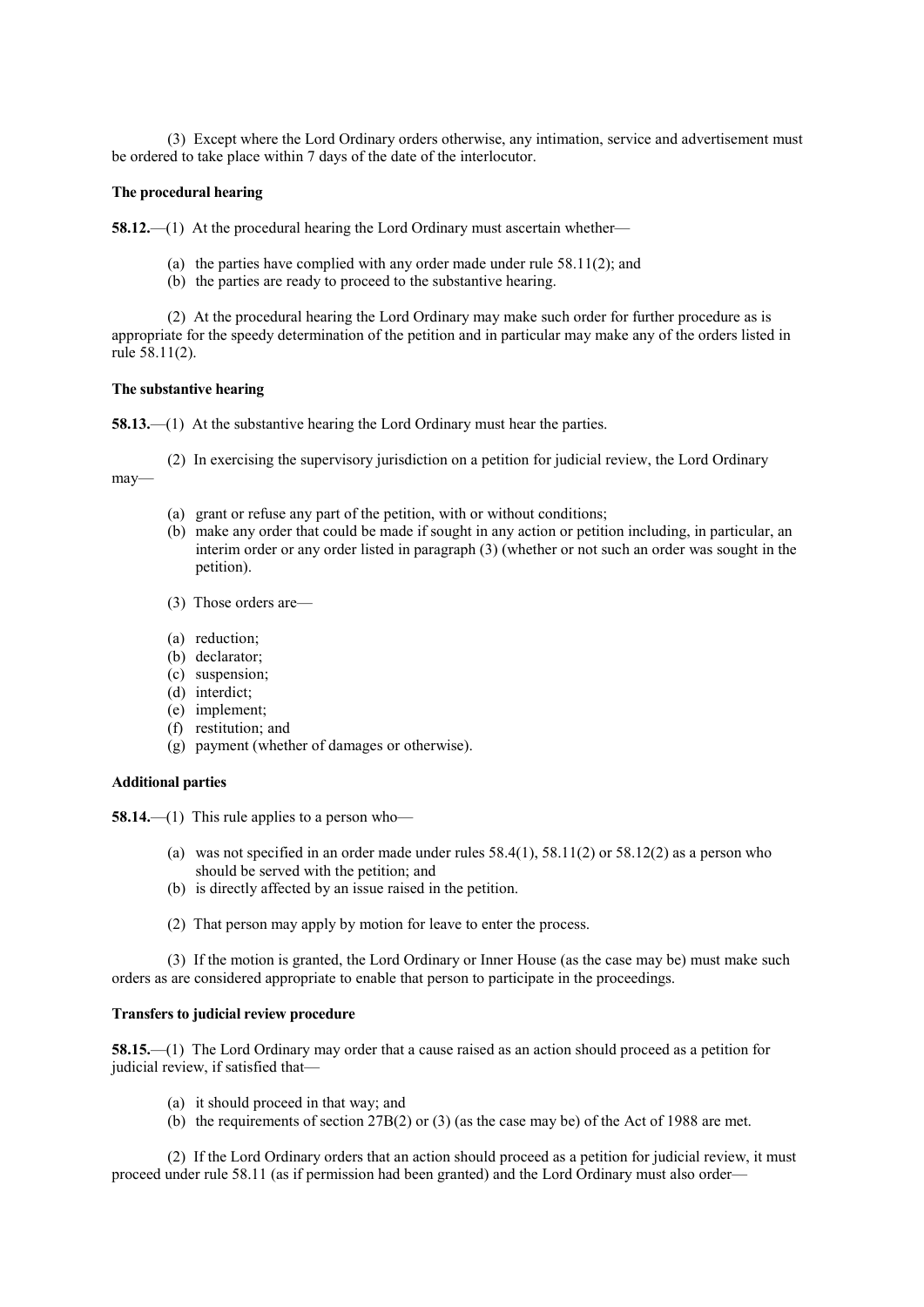(3) Except where the Lord Ordinary orders otherwise, any intimation, service and advertisement must be ordered to take place within 7 days of the date of the interlocutor.

**The procedural hearing**

**58.12.**—(1) At the procedural hearing the Lord Ordinary must ascertain whether—

(a) the parties have complied with any order made under rule 58.11(2); and
(b) the parties are ready to proceed to the substantive hearing.

(2) At the procedural hearing the Lord Ordinary may make such order for further procedure as is appropriate for the speedy determination of the petition and in particular may make any of the orders listed in rule 58.11(2).

**The substantive hearing**

**58.13.**—(1) At the substantive hearing the Lord Ordinary must hear the parties.

(2) In exercising the supervisory jurisdiction on a petition for judicial review, the Lord Ordinary may—

(a) grant or refuse any part of the petition, with or without conditions;
(b) make any order that could be made if sought in any action or petition including, in particular, an interim order or any order listed in paragraph (3) (whether or not such an order was sought in the petition).

(3) Those orders are—

(a) reduction;
(b) declarator;
(c) suspension;
(d) interdict;
(e) implement;
(f) restitution; and
(g) payment (whether of damages or otherwise).

**Additional parties**

**58.14.**—(1) This rule applies to a person who—

(a) was not specified in an order made under rules 58.4(1), 58.11(2) or 58.12(2) as a person who should be served with the petition; and
(b) is directly affected by an issue raised in the petition.

(2) That person may apply by motion for leave to enter the process.

(3) If the motion is granted, the Lord Ordinary or Inner House (as the case may be) must make such orders as are considered appropriate to enable that person to participate in the proceedings.

**Transfers to judicial review procedure**

**58.15.**—(1) The Lord Ordinary may order that a cause raised as an action should proceed as a petition for judicial review, if satisfied that—

(a) it should proceed in that way; and
(b) the requirements of section 27B(2) or (3) (as the case may be) of the Act of 1988 are met.

(2) If the Lord Ordinary orders that an action should proceed as a petition for judicial review, it must proceed under rule 58.11 (as if permission had been granted) and the Lord Ordinary must also order—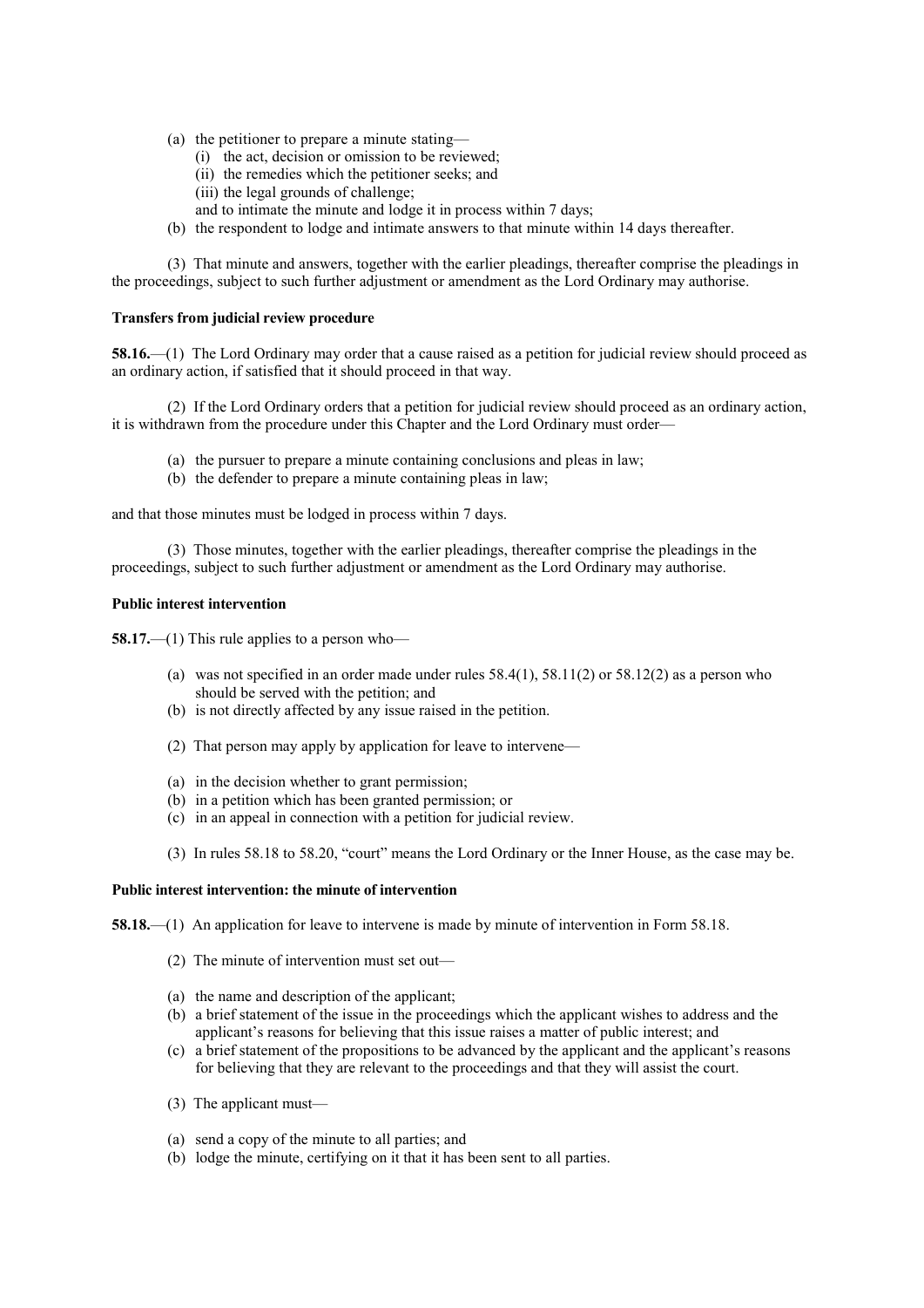(a) the petitioner to prepare a minute stating—
   (i) the act, decision or omission to be reviewed;
   (ii) the remedies which the petitioner seeks; and
   (iii) the legal grounds of challenge;
   and to intimate the minute and lodge it in process within 7 days;
(b) the respondent to lodge and intimate answers to that minute within 14 days thereafter.

(3) That minute and answers, together with the earlier pleadings, thereafter comprise the pleadings in the proceedings, subject to such further adjustment or amendment as the Lord Ordinary may authorise.

**Transfers from judicial review procedure**

**58.16.**—(1) The Lord Ordinary may order that a cause raised as a petition for judicial review should proceed as an ordinary action, if satisfied that it should proceed in that way.

(2) If the Lord Ordinary orders that a petition for judicial review should proceed as an ordinary action, it is withdrawn from the procedure under this Chapter and the Lord Ordinary must order—

(a) the pursuer to prepare a minute containing conclusions and pleas in law;
(b) the defender to prepare a minute containing pleas in law;

and that those minutes must be lodged in process within 7 days.

(3) Those minutes, together with the earlier pleadings, thereafter comprise the pleadings in the proceedings, subject to such further adjustment or amendment as the Lord Ordinary may authorise.

**Public interest intervention**

**58.17.**—(1) This rule applies to a person who—

(a) was not specified in an order made under rules 58.4(1), 58.11(2) or 58.12(2) as a person who should be served with the petition; and
(b) is not directly affected by any issue raised in the petition.

(2) That person may apply by application for leave to intervene—

(a) in the decision whether to grant permission;
(b) in a petition which has been granted permission; or
(c) in an appeal in connection with a petition for judicial review.

(3) In rules 58.18 to 58.20, "court" means the Lord Ordinary or the Inner House, as the case may be.

**Public interest intervention: the minute of intervention**

**58.18.**—(1) An application for leave to intervene is made by minute of intervention in Form 58.18.

(2) The minute of intervention must set out—

(a) the name and description of the applicant;
(b) a brief statement of the issue in the proceedings which the applicant wishes to address and the applicant's reasons for believing that this issue raises a matter of public interest; and
(c) a brief statement of the propositions to be advanced by the applicant and the applicant's reasons for believing that they are relevant to the proceedings and that they will assist the court.

(3) The applicant must—

(a) send a copy of the minute to all parties; and
(b) lodge the minute, certifying on it that it has been sent to all parties.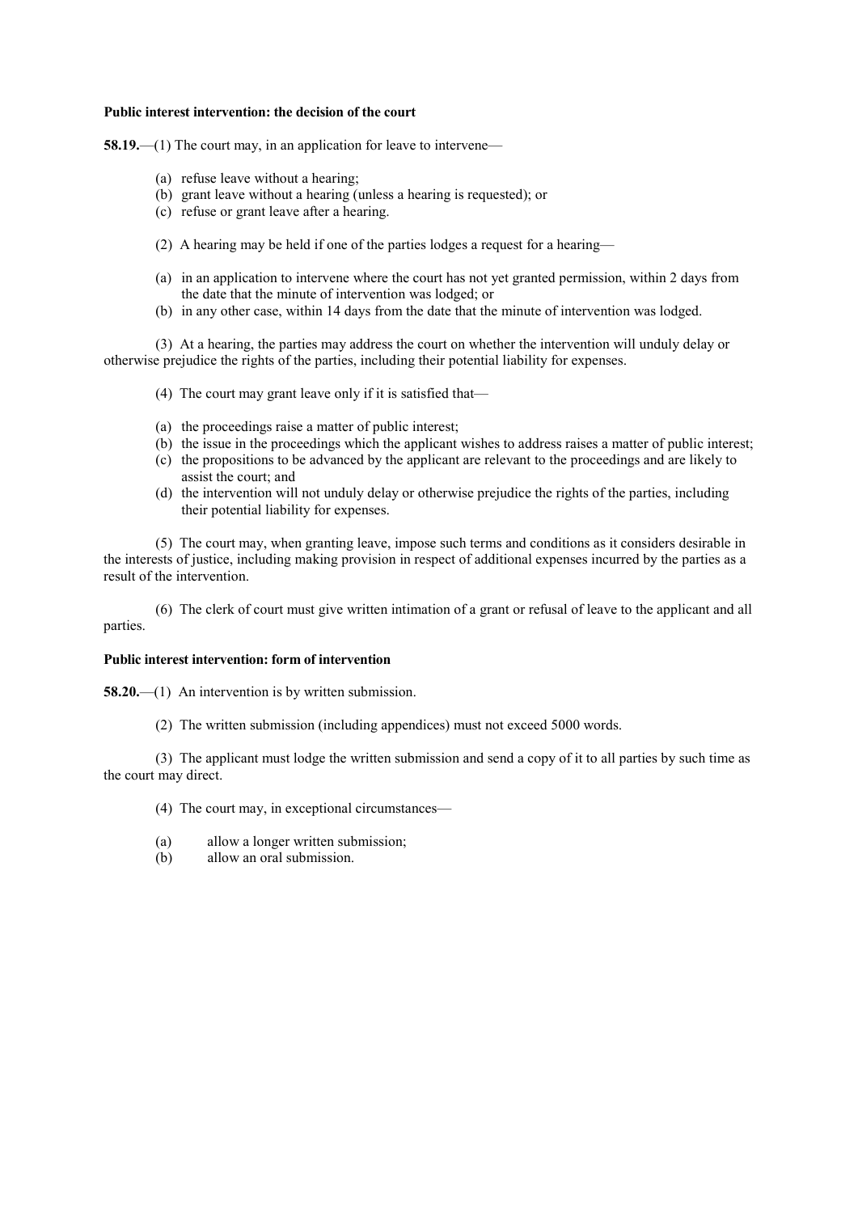**Public interest intervention: the decision of the court**

**58.19.**—(1) The court may, in an application for leave to intervene—

- (a) refuse leave without a hearing;
- (b) grant leave without a hearing (unless a hearing is requested); or
- (c) refuse or grant leave after a hearing.

(2) A hearing may be held if one of the parties lodges a request for a hearing—

- (a) in an application to intervene where the court has not yet granted permission, within 2 days from the date that the minute of intervention was lodged; or
- (b) in any other case, within 14 days from the date that the minute of intervention was lodged.

(3) At a hearing, the parties may address the court on whether the intervention will unduly delay or otherwise prejudice the rights of the parties, including their potential liability for expenses.

(4) The court may grant leave only if it is satisfied that—

- (a) the proceedings raise a matter of public interest;
- (b) the issue in the proceedings which the applicant wishes to address raises a matter of public interest;
- (c) the propositions to be advanced by the applicant are relevant to the proceedings and are likely to assist the court; and
- (d) the intervention will not unduly delay or otherwise prejudice the rights of the parties, including their potential liability for expenses.

(5) The court may, when granting leave, impose such terms and conditions as it considers desirable in the interests of justice, including making provision in respect of additional expenses incurred by the parties as a result of the intervention.

(6) The clerk of court must give written intimation of a grant or refusal of leave to the applicant and all parties.

**Public interest intervention: form of intervention**

**58.20.**—(1) An intervention is by written submission.

(2) The written submission (including appendices) must not exceed 5000 words.

(3) The applicant must lodge the written submission and send a copy of it to all parties by such time as the court may direct.

(4) The court may, in exceptional circumstances—

- (a) allow a longer written submission;
- (b) allow an oral submission.